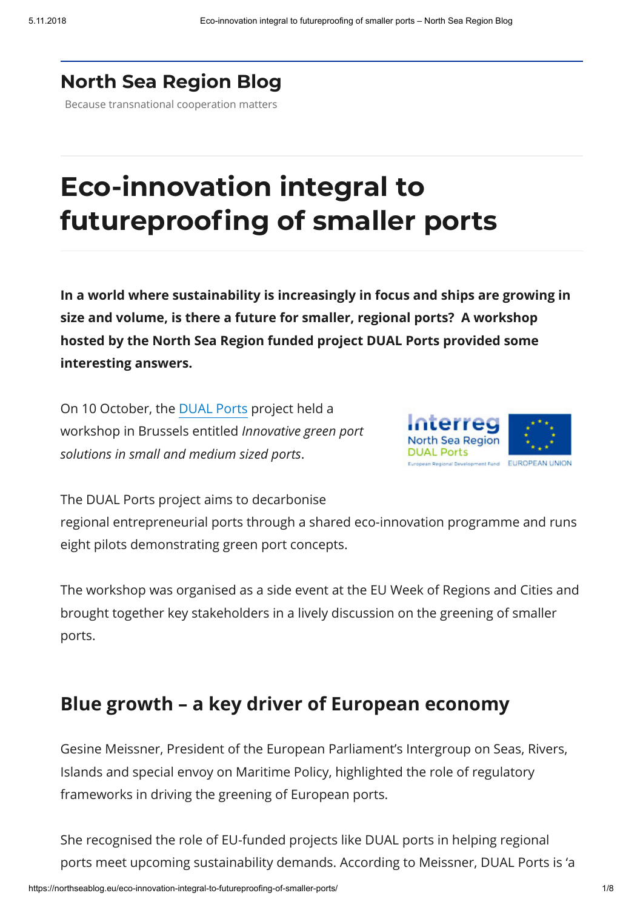# North Sea Region Blog

Because transnational cooperation matters

# Eco-innovation integral to futureproofing of smaller ports

**In a world where sustainability is increasingly in focus and ships are growing in size and volume, is there a future for smaller, regional ports? A workshop hosted by the North Sea Region funded project DUAL Ports provided some interesting answers.**

On 10 October, the DUAL Ports project held a workshop in Brussels entitled *Innovative green port solutions in small and medium sized ports*.

The DUAL Ports project aims to decarbonise regional entrepreneurial ports through a shared eco-innovation programme and runs eight pilots demonstrating green port concepts.

The workshop was organised as a side event at the EU Week of Regions and Cities and brought together key stakeholders in a lively discussion on the greening of smaller ports.

## Blue growth – a key driver of European economy

Gesine Meissner, President of the European Parliament's Intergroup on Seas, Rivers, Islands and special envoy on Maritime Policy, highlighted the role of regulatory frameworks in driving the greening of European ports.

She recognised the role of EU-funded projects like DUAL ports in helping regional ports meet upcoming sustainability demands. According to Meissner, DUAL Ports is 'a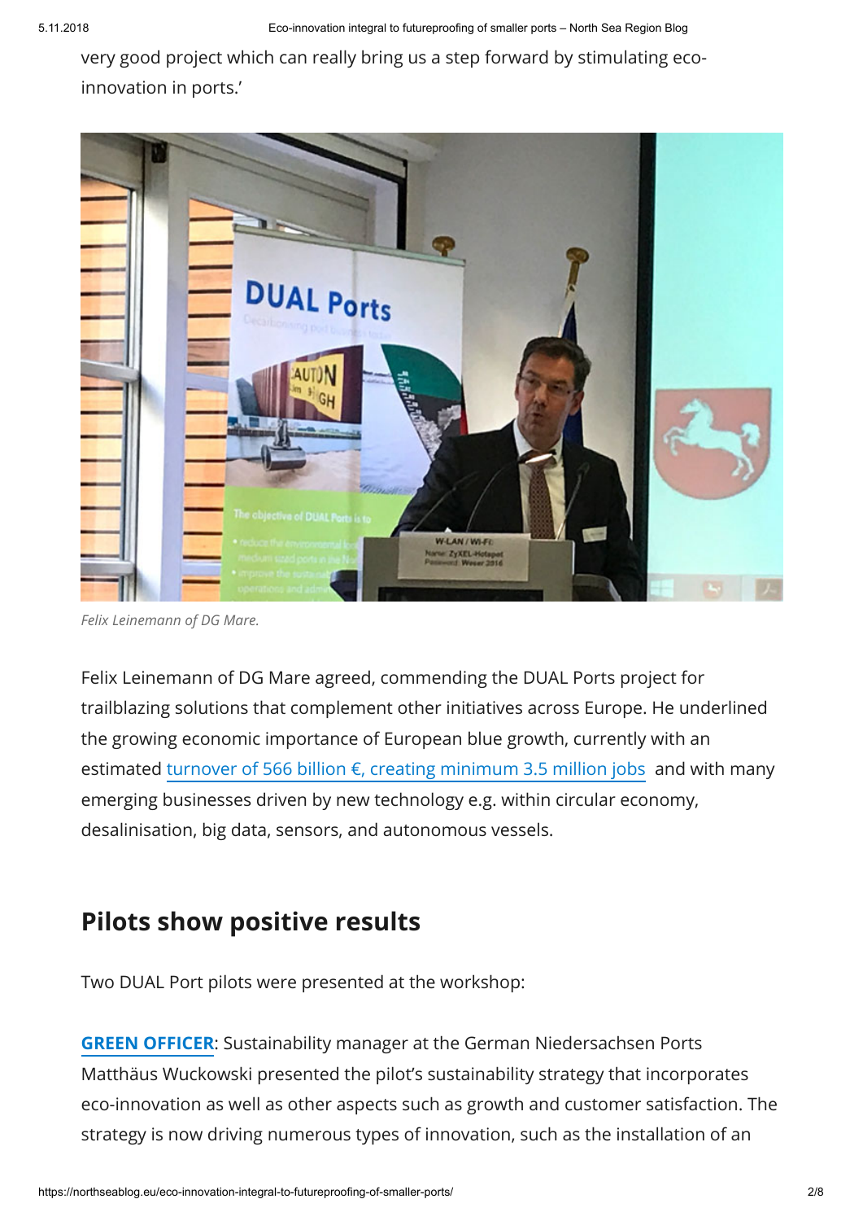very good project which can really bring us a step forward by stimulating eco-innovation in ports.'

*Felix Leinemann of DG Mare.*

Felix Leinemann of DG Mare agreed, commending the DUAL Ports project for trailblazing solutions that complement other initiatives across Europe. He underlined the growing economic importance of European blue growth, currently with an estimated turnover of 566 billion €, creating minimum 3.5 million jobs and with many emerging businesses driven by new technology e.g. within circular economy, desalinisation, big data, sensors, and autonomous vessels.

## Pilots show positive results

Two DUAL Port pilots were presented at the workshop:

**GREEN OFFICER**: Sustainability manager at the German Niedersachsen Ports Matthäus Wuckowski presented the pilot's sustainability strategy that incorporates eco-innovation as well as other aspects such as growth and customer satisfaction. The strategy is now driving numerous types of innovation, such as the installation of an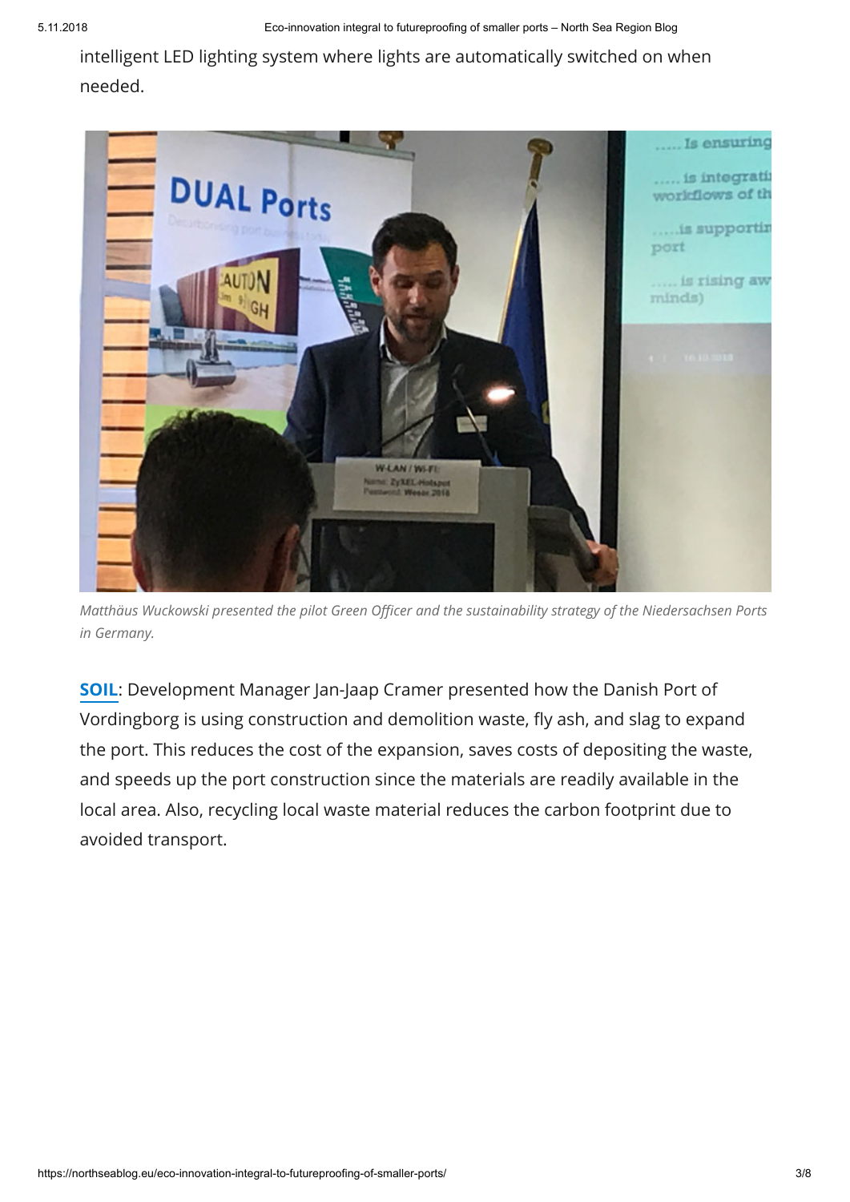intelligent LED lighting system where lights are automatically switched on when needed.

*Matthäus Wuckowski presented the pilot Green Officer and the sustainability strategy of the Niedersachsen Ports in Germany.*

**SOIL**: Development Manager Jan-Jaap Cramer presented how the Danish Port of Vordingborg is using construction and demolition waste, fly ash, and slag to expand the port. This reduces the cost of the expansion, saves costs of depositing the waste, and speeds up the port construction since the materials are readily available in the local area. Also, recycling local waste material reduces the carbon footprint due to avoided transport.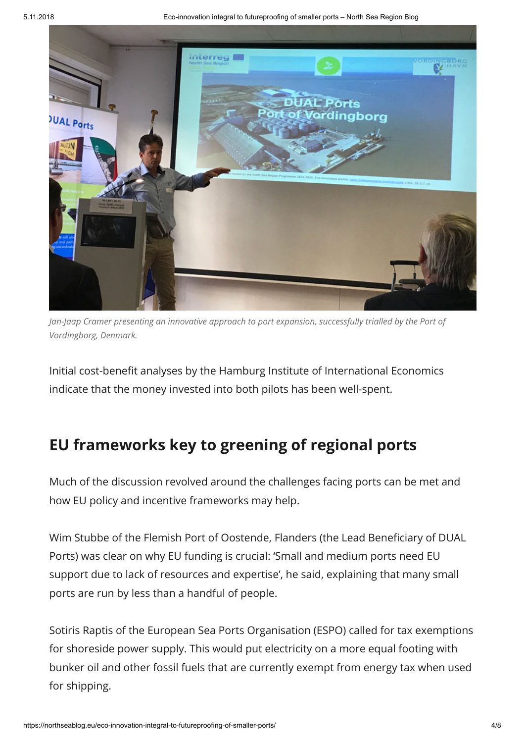*Jan-Jaap Cramer presenting an innovative approach to port expansion, successfully trialled by the Port of Vordingborg, Denmark.*

Initial cost-benefit analyses by the Hamburg Institute of International Economics indicate that the money invested into both pilots has been well-spent.

## EU frameworks key to greening of regional ports

Much of the discussion revolved around the challenges facing ports can be met and how EU policy and incentive frameworks may help.

Wim Stubbe of the Flemish Port of Oostende, Flanders (the Lead Beneficiary of DUAL Ports) was clear on why EU funding is crucial: 'Small and medium ports need EU support due to lack of resources and expertise', he said, explaining that many small ports are run by less than a handful of people.

Sotiris Raptis of the European Sea Ports Organisation (ESPO) called for tax exemptions for shoreside power supply. This would put electricity on a more equal footing with bunker oil and other fossil fuels that are currently exempt from energy tax when used for shipping.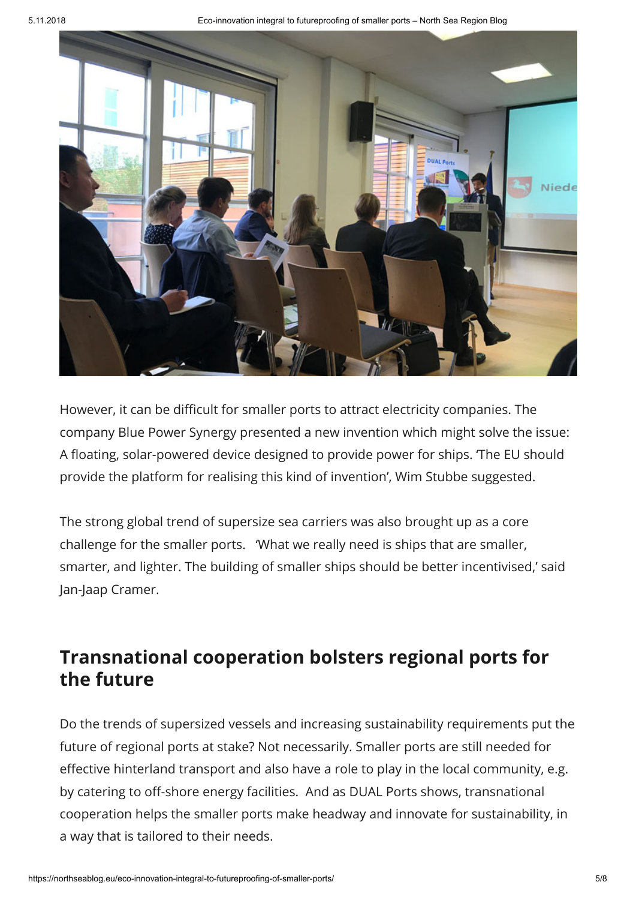However, it can be difficult for smaller ports to attract electricity companies. The company Blue Power Synergy presented a new invention which might solve the issue: A floating, solar-powered device designed to provide power for ships. 'The EU should provide the platform for realising this kind of invention', Wim Stubbe suggested.

The strong global trend of supersize sea carriers was also brought up as a core challenge for the smaller ports. 'What we really need is ships that are smaller, smarter, and lighter. The building of smaller ships should be better incentivised,' said Jan-Jaap Cramer.

## Transnational cooperation bolsters regional ports for the future

Do the trends of supersized vessels and increasing sustainability requirements put the future of regional ports at stake? Not necessarily. Smaller ports are still needed for effective hinterland transport and also have a role to play in the local community, e.g. by catering to off-shore energy facilities. And as DUAL Ports shows, transnational cooperation helps the smaller ports make headway and innovate for sustainability, in a way that is tailored to their needs.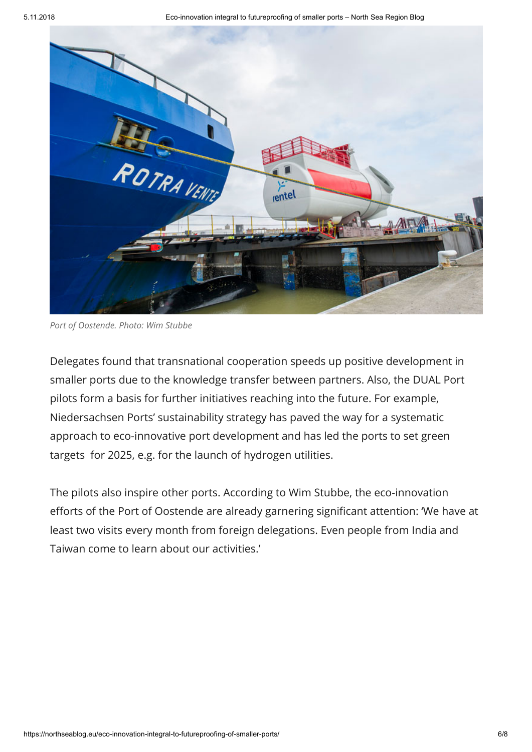Port of Oostende. Photo: Wim Stubbe

Delegates found that transnational cooperation speeds up positive development in smaller ports due to the knowledge transfer between partners. Also, the DUAL Port pilots form a basis for further initiatives reaching into the future. For example, Niedersachsen Ports' sustainability strategy has paved the way for a systematic approach to eco-innovative port development and has led the ports to set green targets for 2025, e.g. for the launch of hydrogen utilities.

The pilots also inspire other ports. According to Wim Stubbe, the eco-innovation efforts of the Port of Oostende are already garnering significant attention: 'We have at least two visits every month from foreign delegations. Even people from India and Taiwan come to learn about our activities.'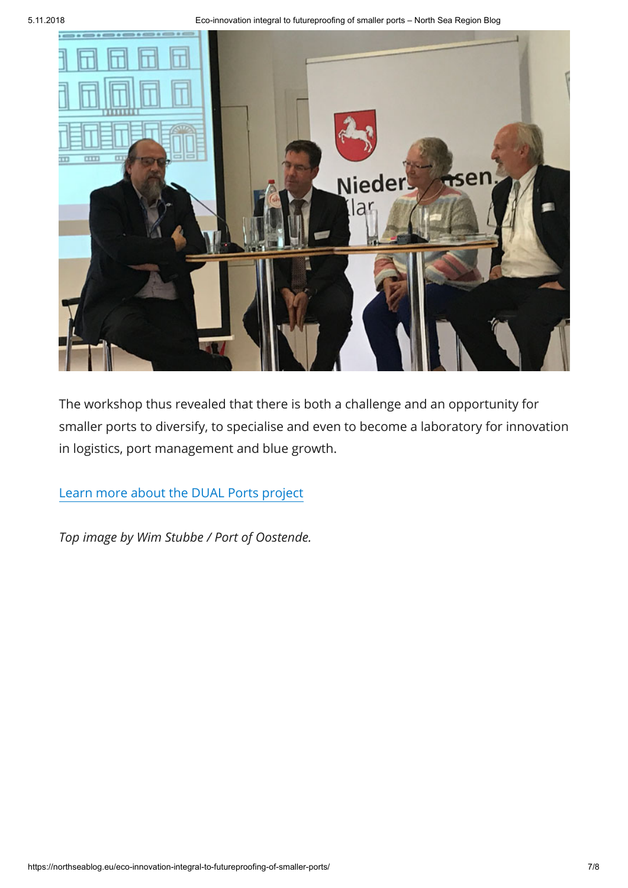The workshop thus revealed that there is both a challenge and an opportunity for smaller ports to diversify, to specialise and even to become a laboratory for innovation in logistics, port management and blue growth.

Learn more about the DUAL Ports project

*Top image by Wim Stubbe / Port of Oostende.*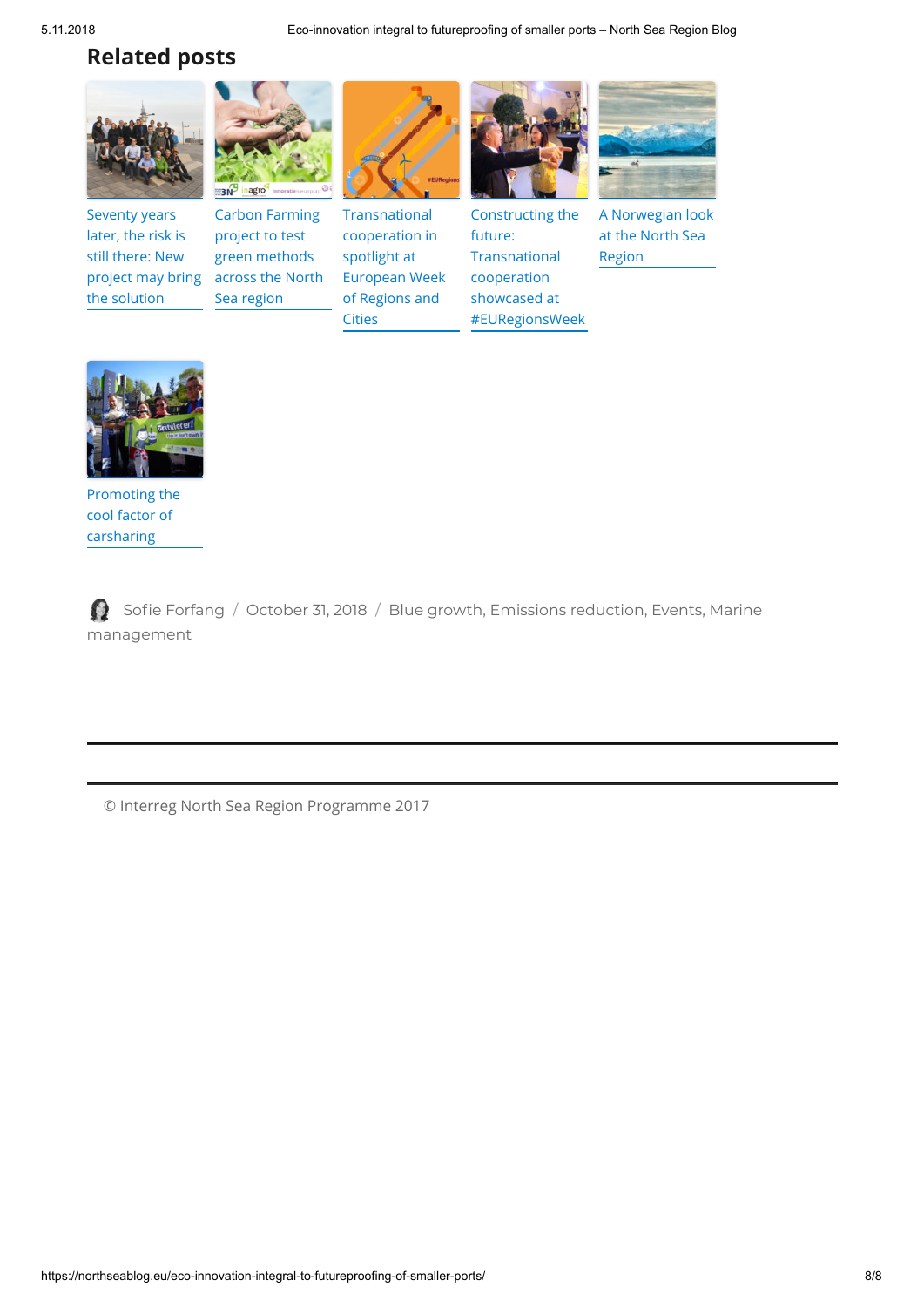## Related posts

- Seventy years later, the risk is still there: New project may bring the solution
- Carbon Farming project to test green methods across the North Sea region
- Transnational cooperation in spotlight at European Week of Regions and Cities
- Constructing the future: Transnational cooperation showcased at #EURegionsWeek
- A Norwegian look at the North Sea Region
- Promoting the cool factor of carsharing

Sofie Forfang / October 31, 2018 / Blue growth, Emissions reduction, Events, Marine management

---

---

© Interreg North Sea Region Programme 2017